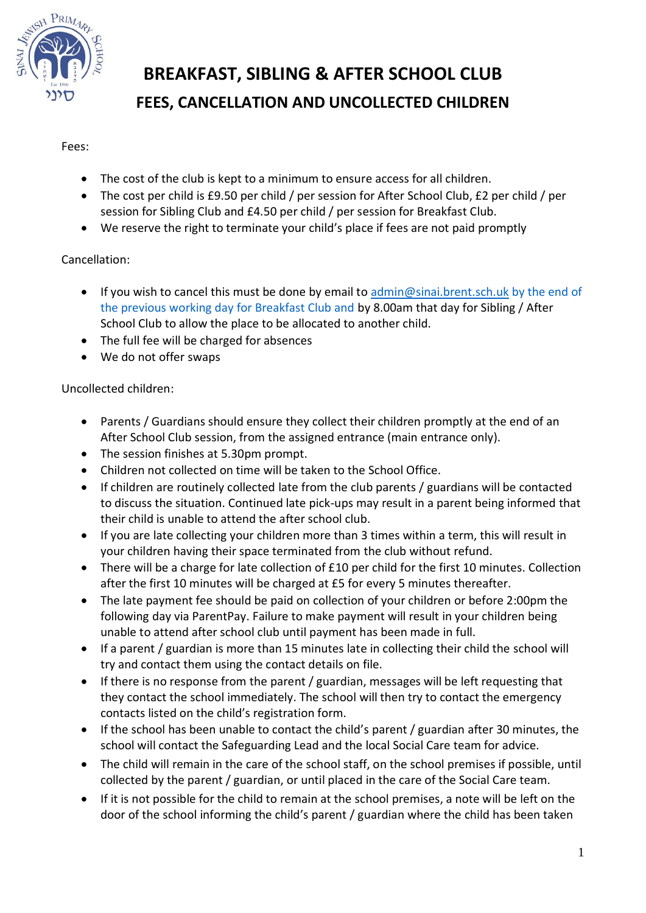# BREAKFAST, SIBLING & AFTER SCHOOL CLUB

## FEES, CANCELLATION AND UNCOLLECTED CHILDREN

Fees:

- The cost of the club is kept to a minimum to ensure access for all children.
- The cost per child is £9.50 per child / per session for After School Club, £2 per child / per session for Sibling Club and £4.50 per child / per session for Breakfast Club.
- We reserve the right to terminate your child's place if fees are not paid promptly

Cancellation:

- If you wish to cancel this must be done by email to admin@sinai.brent.sch.uk by the end of the previous working day for Breakfast Club and by 8.00am that day for Sibling / After School Club to allow the place to be allocated to another child.
- The full fee will be charged for absences
- We do not offer swaps

Uncollected children:

- Parents / Guardians should ensure they collect their children promptly at the end of an After School Club session, from the assigned entrance (main entrance only).
- The session finishes at 5.30pm prompt.
- Children not collected on time will be taken to the School Office.
- If children are routinely collected late from the club parents / guardians will be contacted to discuss the situation. Continued late pick-ups may result in a parent being informed that their child is unable to attend the after school club.
- If you are late collecting your children more than 3 times within a term, this will result in your children having their space terminated from the club without refund.
- There will be a charge for late collection of £10 per child for the first 10 minutes. Collection after the first 10 minutes will be charged at £5 for every 5 minutes thereafter.
- The late payment fee should be paid on collection of your children or before 2:00pm the following day via ParentPay. Failure to make payment will result in your children being unable to attend after school club until payment has been made in full.
- If a parent / guardian is more than 15 minutes late in collecting their child the school will try and contact them using the contact details on file.
- If there is no response from the parent / guardian, messages will be left requesting that they contact the school immediately. The school will then try to contact the emergency contacts listed on the child's registration form.
- If the school has been unable to contact the child's parent / guardian after 30 minutes, the school will contact the Safeguarding Lead and the local Social Care team for advice.
- The child will remain in the care of the school staff, on the school premises if possible, until collected by the parent / guardian, or until placed in the care of the Social Care team.
- If it is not possible for the child to remain at the school premises, a note will be left on the door of the school informing the child's parent / guardian where the child has been taken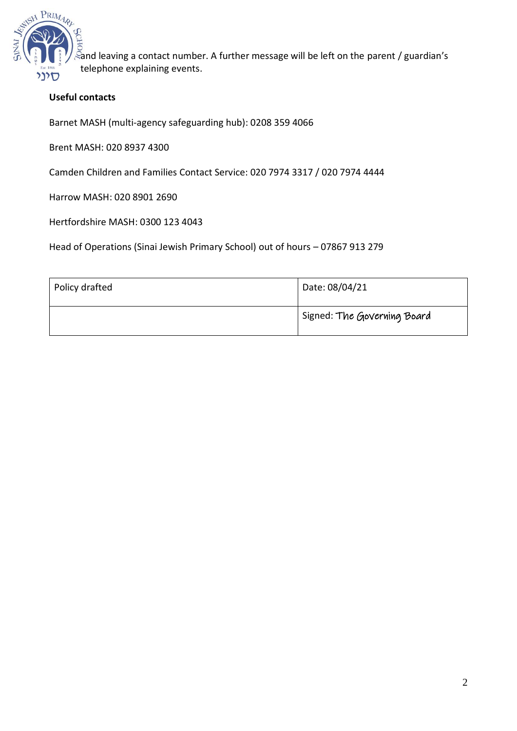and leaving a contact number. A further message will be left on the parent / guardian's telephone explaining events.

**Useful contacts**

Barnet MASH (multi-agency safeguarding hub): 0208 359 4066

Brent MASH: 020 8937 4300

Camden Children and Families Contact Service: 020 7974 3317 / 020 7974 4444

Harrow MASH: 020 8901 2690

Hertfordshire MASH: 0300 123 4043

Head of Operations (Sinai Jewish Primary School) out of hours – 07867 913 279

| | |
|---|---|
| Policy drafted | Date: 08/04/21 |
| | Signed: The Governing Board |